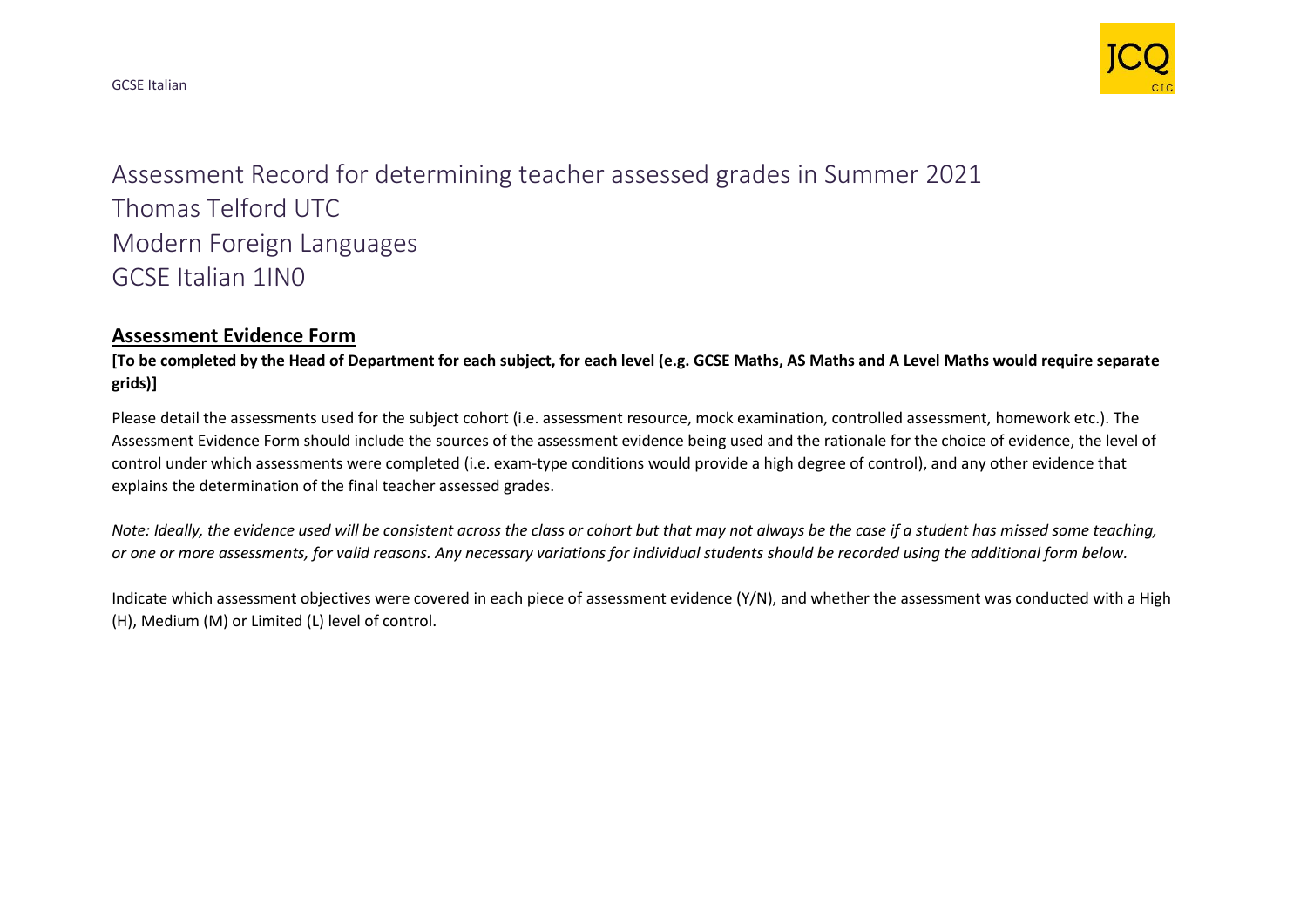# Assessment Record for determining teacher assessed grades in Summer 2021

# Thomas Telford UTC

# Modern Foreign Languages

# GCSE Italian 1IN0

## Assessment Evidence Form

**[To be completed by the Head of Department for each subject, for each level (e.g. GCSE Maths, AS Maths and A Level Maths would require separate grids)]**

Please detail the assessments used for the subject cohort (i.e. assessment resource, mock examination, controlled assessment, homework etc.). The Assessment Evidence Form should include the sources of the assessment evidence being used and the rationale for the choice of evidence, the level of control under which assessments were completed (i.e. exam-type conditions would provide a high degree of control), and any other evidence that explains the determination of the final teacher assessed grades.

*Note: Ideally, the evidence used will be consistent across the class or cohort but that may not always be the case if a student has missed some teaching, or one or more assessments, for valid reasons. Any necessary variations for individual students should be recorded using the additional form below.*

Indicate which assessment objectives were covered in each piece of assessment evidence (Y/N), and whether the assessment was conducted with a High (H), Medium (M) or Limited (L) level of control.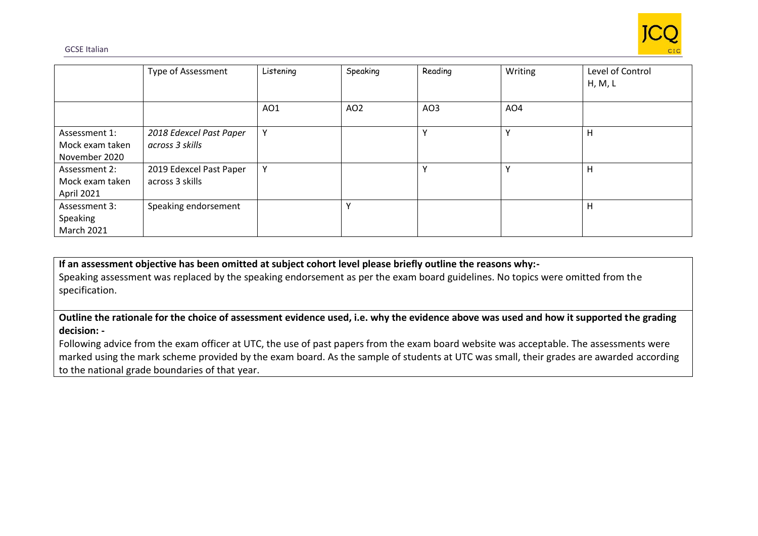GCSE Italian

| | Type of Assessment | Listening | Speaking | Reading | Writing | Level of Control H, M, L |
|---|---|---|---|---|---|---|
| | | AO1 | AO2 | AO3 | AO4 | |
| Assessment 1: Mock exam taken November 2020 | *2018 Edexcel Past Paper across 3 skills* | Y | | Y | Y | H |
| Assessment 2: Mock exam taken April 2021 | 2019 Edexcel Past Paper across 3 skills | Y | | Y | Y | H |
| Assessment 3: Speaking March 2021 | Speaking endorsement | | Y | | | H |

**If an assessment objective has been omitted at subject cohort level please briefly outline the reasons why:-**

Speaking assessment was replaced by the speaking endorsement as per the exam board guidelines. No topics were omitted from the specification.

**Outline the rationale for the choice of assessment evidence used, i.e. why the evidence above was used and how it supported the grading decision: -**

Following advice from the exam officer at UTC, the use of past papers from the exam board website was acceptable. The assessments were marked using the mark scheme provided by the exam board. As the sample of students at UTC was small, their grades are awarded according to the national grade boundaries of that year.